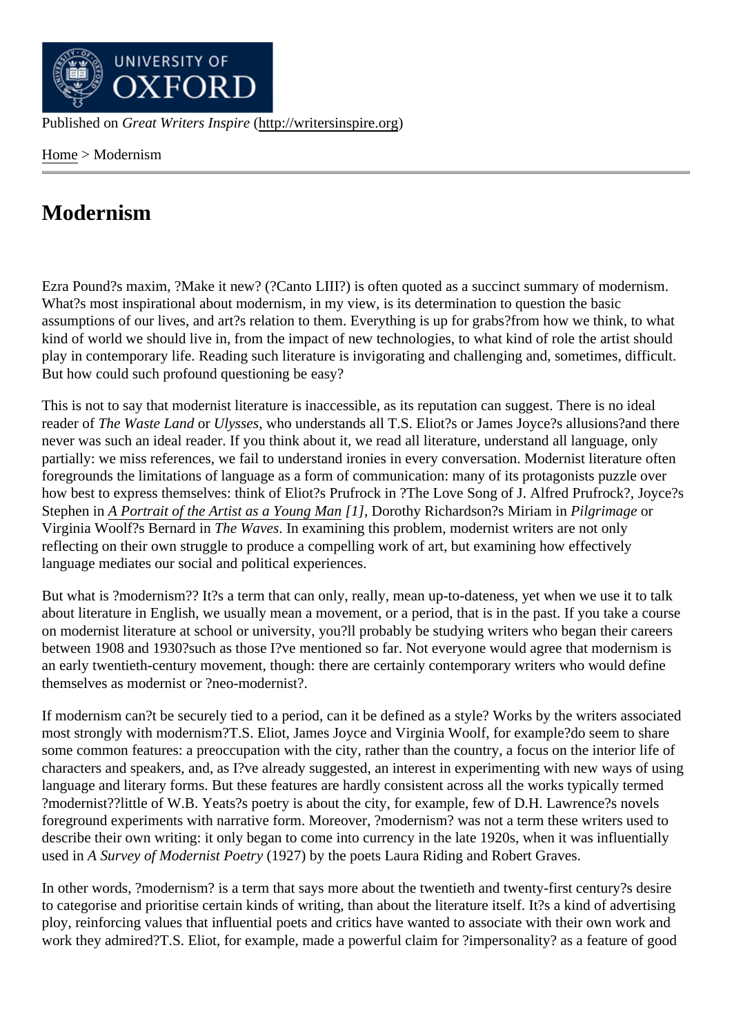Published on *Great Writers Inspire* (http://writersinspire.org)

Home > Modernism

# Modernism

Ezra Pound?s maxim, ?Make it new? (?Canto LIII?) is often quoted as a succinct summary of modernism. What?s most inspirational about modernism, in my view, is its determination to question the basic assumptions of our lives, and art?s relation to them. Everything is up for grabs?from how we think, to what kind of world we should live in, from the impact of new technologies, to what kind of role the artist should play in contemporary life. Reading such literature is invigorating and challenging and, sometimes, difficult. But how could such profound questioning be easy?

This is not to say that modernist literature is inaccessible, as its reputation can suggest. There is no ideal reader of *The Waste Land* or *Ulysses*, who understands all T.S. Eliot?s or James Joyce?s allusions?and there never was such an ideal reader. If you think about it, we read all literature, understand all language, only partially: we miss references, we fail to understand ironies in every conversation. Modernist literature often foregrounds the limitations of language as a form of communication: many of its protagonists puzzle over how best to express themselves: think of Eliot?s Prufrock in ?The Love Song of J. Alfred Prufrock?, Joyce?s Stephen in *A Portrait of the Artist as a Young Man* [1], Dorothy Richardson?s Miriam in *Pilgrimage* or Virginia Woolf?s Bernard in *The Waves*. In examining this problem, modernist writers are not only reflecting on their own struggle to produce a compelling work of art, but examining how effectively language mediates our social and political experiences.

But what is ?modernism?? It?s a term that can only, really, mean up-to-dateness, yet when we use it to talk about literature in English, we usually mean a movement, or a period, that is in the past. If you take a course on modernist literature at school or university, you?ll probably be studying writers who began their careers between 1908 and 1930?such as those I?ve mentioned so far. Not everyone would agree that modernism is an early twentieth-century movement, though: there are certainly contemporary writers who would define themselves as modernist or ?neo-modernist?.

If modernism can?t be securely tied to a period, can it be defined as a style? Works by the writers associated most strongly with modernism?T.S. Eliot, James Joyce and Virginia Woolf, for example?do seem to share some common features: a preoccupation with the city, rather than the country, a focus on the interior life of characters and speakers, and, as I?ve already suggested, an interest in experimenting with new ways of using language and literary forms. But these features are hardly consistent across all the works typically termed ?modernist??little of W.B. Yeats?s poetry is about the city, for example, few of D.H. Lawrence?s novels foreground experiments with narrative form. Moreover, ?modernism? was not a term these writers used to describe their own writing: it only began to come into currency in the late 1920s, when it was influentially used in *A Survey of Modernist Poetry* (1927) by the poets Laura Riding and Robert Graves.

In other words, ?modernism? is a term that says more about the twentieth and twenty-first century?s desire to categorise and prioritise certain kinds of writing, than about the literature itself. It?s a kind of advertising ploy, reinforcing values that influential poets and critics have wanted to associate with their own work and work they admired?T.S. Eliot, for example, made a powerful claim for ?impersonality? as a feature of good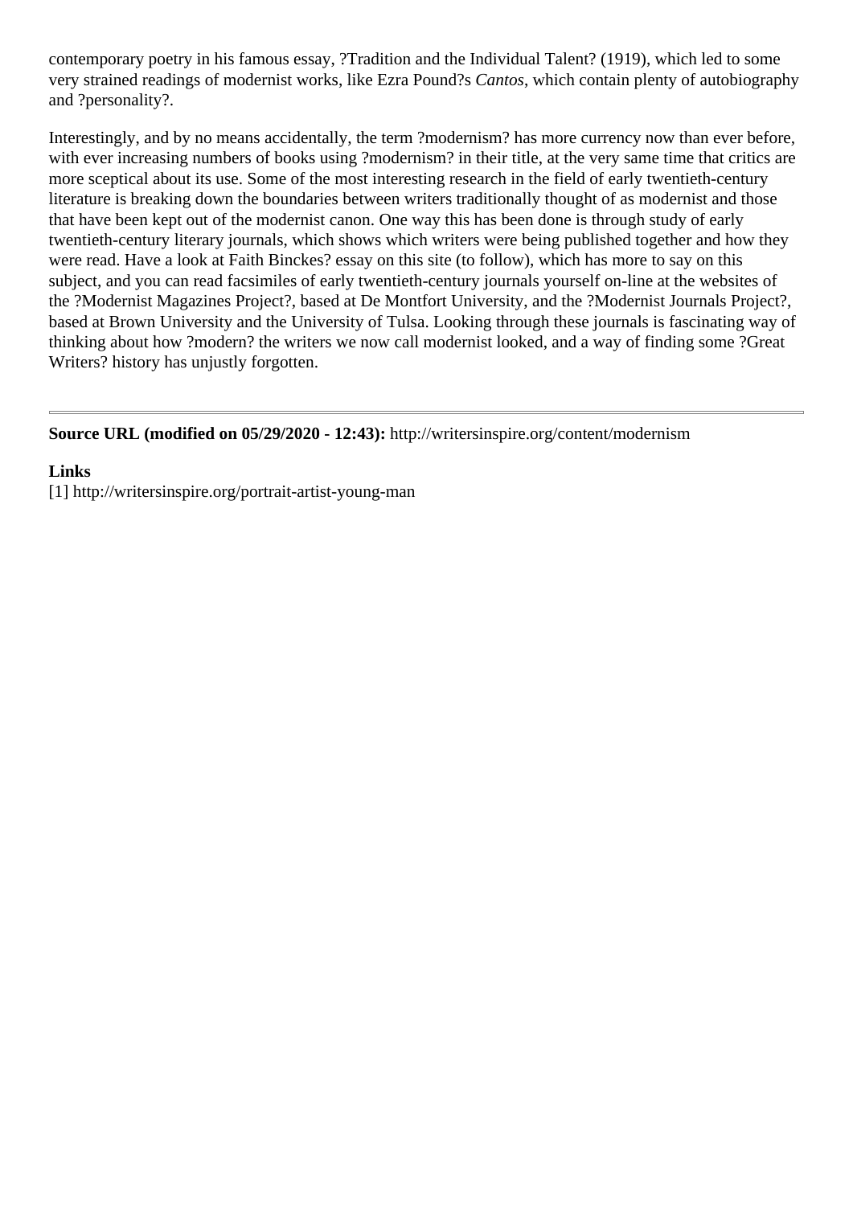contemporary poetry in his famous essay, ?Tradition and the Individual Talent? (1919), which led to some very strained readings of modernist works, like Ezra Pound?s *Cantos*, which contain plenty of autobiography and ?personality?.

Interestingly, and by no means accidentally, the term ?modernism? has more currency now than ever before, with ever increasing numbers of books using ?modernism? in their title, at the very same time that critics are more sceptical about its use. Some of the most interesting research in the field of early twentieth-century literature is breaking down the boundaries between writers traditionally thought of as modernist and those that have been kept out of the modernist canon. One way this has been done is through study of early twentieth-century literary journals, which shows which writers were being published together and how they were read. Have a look at Faith Binckes? essay on this site (to follow), which has more to say on this subject, and you can read facsimiles of early twentieth-century journals yourself on-line at the websites of the ?Modernist Magazines Project?, based at De Montfort University, and the ?Modernist Journals Project?, based at Brown University and the University of Tulsa. Looking through these journals is fascinating way of thinking about how ?modern? the writers we now call modernist looked, and a way of finding some ?Great Writers? history has unjustly forgotten.

---

**Source URL (modified on 05/29/2020 - 12:43):** http://writersinspire.org/content/modernism

**Links**
[1] http://writersinspire.org/portrait-artist-young-man